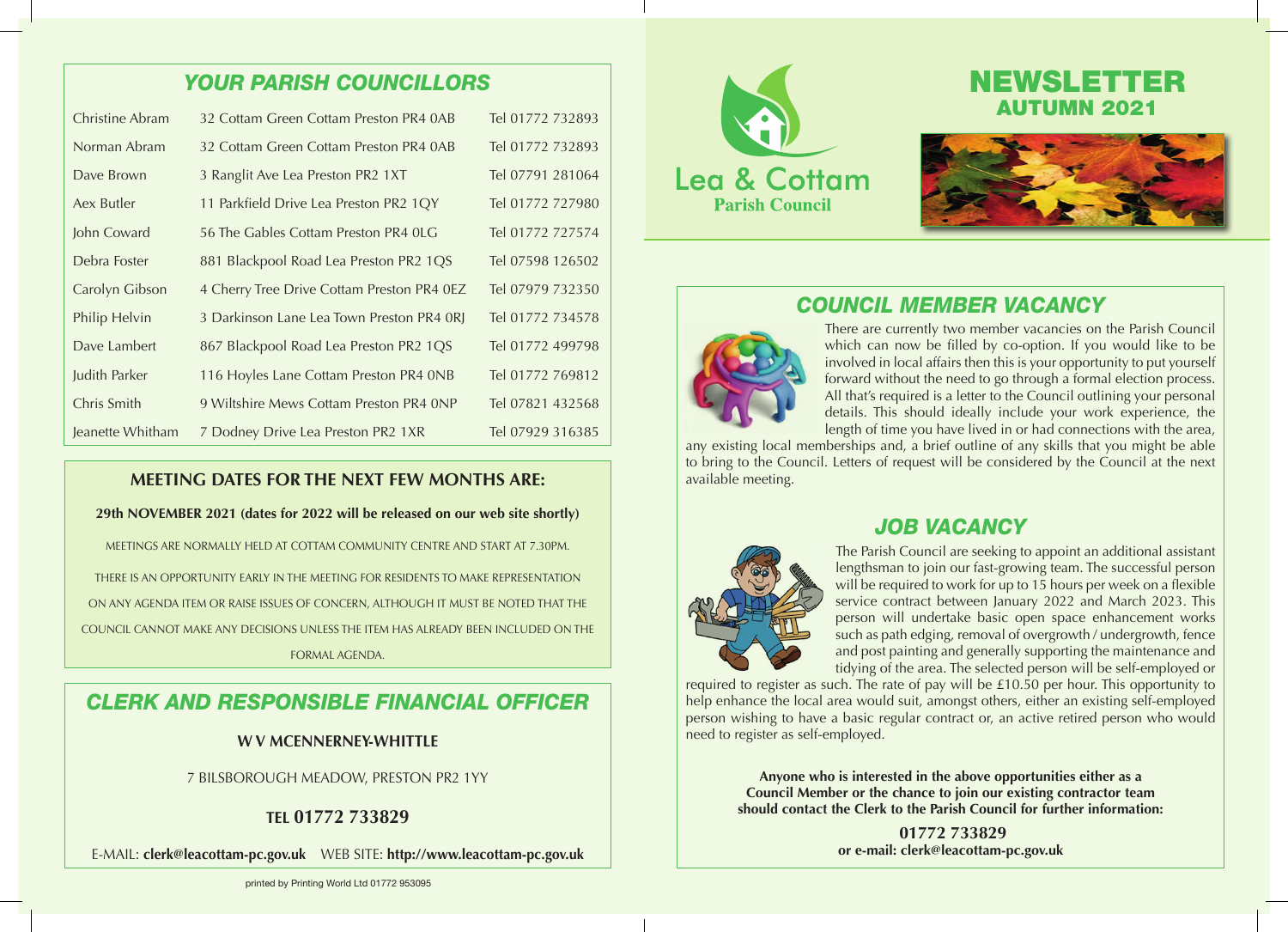## *YOUR PARISH COUNCILLORS*

| | | |
|---|---|---|
| Christine Abram | 32 Cottam Green Cottam Preston PR4 0AB | Tel 01772 732893 |
| Norman Abram | 32 Cottam Green Cottam Preston PR4 0AB | Tel 01772 732893 |
| Dave Brown | 3 Ranglit Ave Lea Preston PR2 1XT | Tel 07791 281064 |
| Aex Butler | 11 Parkfield Drive Lea Preston PR2 1QY | Tel 01772 727980 |
| John Coward | 56 The Gables Cottam Preston PR4 0LG | Tel 01772 727574 |
| Debra Foster | 881 Blackpool Road Lea Preston PR2 1QS | Tel 07598 126502 |
| Carolyn Gibson | 4 Cherry Tree Drive Cottam Preston PR4 0EZ | Tel 07979 732350 |
| Philip Helvin | 3 Darkinson Lane Lea Town Preston PR4 0RJ | Tel 01772 734578 |
| Dave Lambert | 867 Blackpool Road Lea Preston PR2 1QS | Tel 01772 499798 |
| Judith Parker | 116 Hoyles Lane Cottam Preston PR4 0NB | Tel 01772 769812 |
| Chris Smith | 9 Wiltshire Mews Cottam Preston PR4 0NP | Tel 07821 432568 |
| Jeanette Whitham | 7 Dodney Drive Lea Preston PR2 1XR | Tel 07929 316385 |

### MEETING DATES FOR THE NEXT FEW MONTHS ARE:

**29th NOVEMBER 2021 (dates for 2022 will be released on our web site shortly)**

MEETINGS ARE NORMALLY HELD AT COTTAM COMMUNITY CENTRE AND START AT 7.30PM.

THERE IS AN OPPORTUNITY EARLY IN THE MEETING FOR RESIDENTS TO MAKE REPRESENTATION ON ANY AGENDA ITEM OR RAISE ISSUES OF CONCERN, ALTHOUGH IT MUST BE NOTED THAT THE COUNCIL CANNOT MAKE ANY DECISIONS UNLESS THE ITEM HAS ALREADY BEEN INCLUDED ON THE FORMAL AGENDA.

## *CLERK AND RESPONSIBLE FINANCIAL OFFICER*

**W V MCENNERNEY-WHITTLE**

7 BILSBOROUGH MEADOW, PRESTON PR2 1YY

**TEL 01772 733829**

E-MAIL: **clerk@leacottam-pc.gov.uk** WEB SITE: **http://www.leacottam-pc.gov.uk**

printed by Printing World Ltd 01772 953095

Lea & Cottam
Parish Council

# NEWSLETTER
## AUTUMN 2021

## *COUNCIL MEMBER VACANCY*

There are currently two member vacancies on the Parish Council which can now be filled by co-option. If you would like to be involved in local affairs then this is your opportunity to put yourself forward without the need to go through a formal election process. All that's required is a letter to the Council outlining your personal details. This should ideally include your work experience, the length of time you have lived in or had connections with the area, any existing local memberships and, a brief outline of any skills that you might be able to bring to the Council. Letters of request will be considered by the Council at the next available meeting.

## *JOB VACANCY*

The Parish Council are seeking to appoint an additional assistant lengthsman to join our fast-growing team. The successful person will be required to work for up to 15 hours per week on a flexible service contract between January 2022 and March 2023. This person will undertake basic open space enhancement works such as path edging, removal of overgrowth / undergrowth, fence and post painting and generally supporting the maintenance and tidying of the area. The selected person will be self-employed or required to register as such. The rate of pay will be £10.50 per hour. This opportunity to help enhance the local area would suit, amongst others, either an existing self-employed person wishing to have a basic regular contract or, an active retired person who would need to register as self-employed.

**Anyone who is interested in the above opportunities either as a Council Member or the chance to join our existing contractor team should contact the Clerk to the Parish Council for further information:**

**01772 733829**
**or e-mail: clerk@leacottam-pc.gov.uk**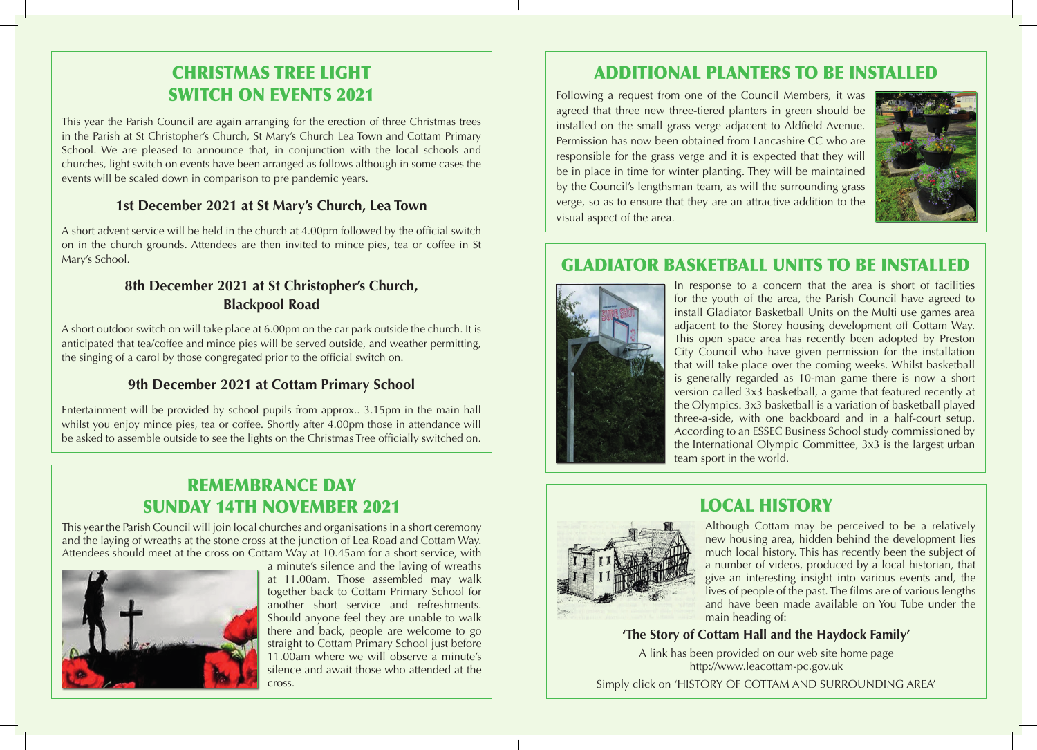## CHRISTMAS TREE LIGHT SWITCH ON EVENTS 2021

This year the Parish Council are again arranging for the erection of three Christmas trees in the Parish at St Christopher's Church, St Mary's Church Lea Town and Cottam Primary School. We are pleased to announce that, in conjunction with the local schools and churches, light switch on events have been arranged as follows although in some cases the events will be scaled down in comparison to pre pandemic years.

### 1st December 2021 at St Mary's Church, Lea Town

A short advent service will be held in the church at 4.00pm followed by the official switch on in the church grounds. Attendees are then invited to mince pies, tea or coffee in St Mary's School.

### 8th December 2021 at St Christopher's Church, Blackpool Road

A short outdoor switch on will take place at 6.00pm on the car park outside the church. It is anticipated that tea/coffee and mince pies will be served outside, and weather permitting, the singing of a carol by those congregated prior to the official switch on.

### 9th December 2021 at Cottam Primary School

Entertainment will be provided by school pupils from approx.. 3.15pm in the main hall whilst you enjoy mince pies, tea or coffee. Shortly after 4.00pm those in attendance will be asked to assemble outside to see the lights on the Christmas Tree officially switched on.

## REMEMBRANCE DAY SUNDAY 14TH NOVEMBER 2021

This year the Parish Council will join local churches and organisations in a short ceremony and the laying of wreaths at the stone cross at the junction of Lea Road and Cottam Way. Attendees should meet at the cross on Cottam Way at 10.45am for a short service, with a minute's silence and the laying of wreaths at 11.00am. Those assembled may walk together back to Cottam Primary School for another short service and refreshments. Should anyone feel they are unable to walk there and back, people are welcome to go straight to Cottam Primary School just before 11.00am where we will observe a minute's silence and await those who attended at the cross.

## ADDITIONAL PLANTERS TO BE INSTALLED

Following a request from one of the Council Members, it was agreed that three new three-tiered planters in green should be installed on the small grass verge adjacent to Aldfield Avenue. Permission has now been obtained from Lancashire CC who are responsible for the grass verge and it is expected that they will be in place in time for winter planting. They will be maintained by the Council's lengthsman team, as will the surrounding grass verge, so as to ensure that they are an attractive addition to the visual aspect of the area.

## GLADIATOR BASKETBALL UNITS TO BE INSTALLED

In response to a concern that the area is short of facilities for the youth of the area, the Parish Council have agreed to install Gladiator Basketball Units on the Multi use games area adjacent to the Storey housing development off Cottam Way. This open space area has recently been adopted by Preston City Council who have given permission for the installation that will take place over the coming weeks. Whilst basketball is generally regarded as 10-man game there is now a short version called 3x3 basketball, a game that featured recently at the Olympics. 3x3 basketball is a variation of basketball played three-a-side, with one backboard and in a half-court setup. According to an ESSEC Business School study commissioned by the International Olympic Committee, 3x3 is the largest urban team sport in the world.

## LOCAL HISTORY

Although Cottam may be perceived to be a relatively new housing area, hidden behind the development lies much local history. This has recently been the subject of a number of videos, produced by a local historian, that give an interesting insight into various events and, the lives of people of the past. The films are of various lengths and have been made available on You Tube under the main heading of:

**'The Story of Cottam Hall and the Haydock Family'**

A link has been provided on our web site home page
http://www.leacottam-pc.gov.uk

Simply click on 'HISTORY OF COTTAM AND SURROUNDING AREA'